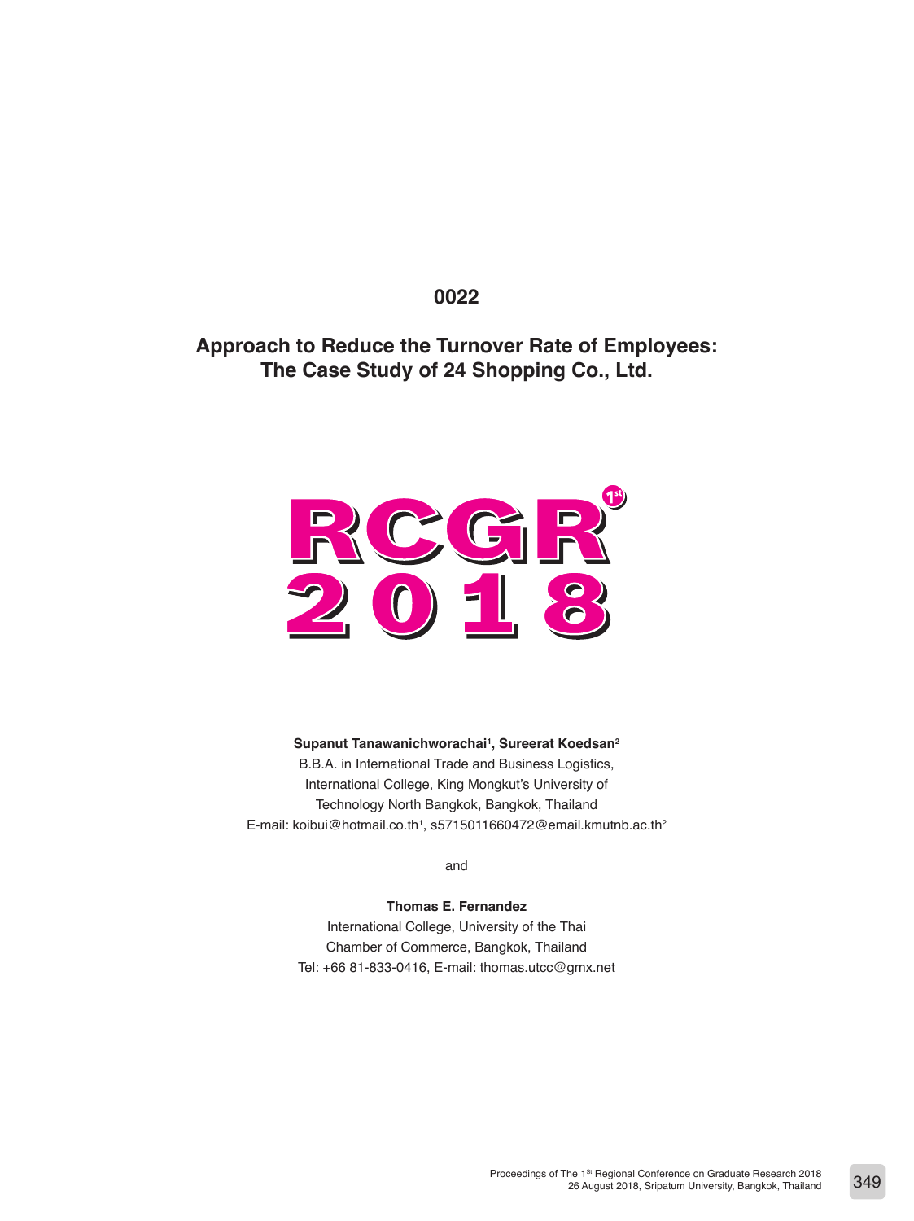0022

# Approach to Reduce the Turnover Rate of Employees: The Case Study of 24 Shopping Co., Ltd.

RCGR 1st 2018

**Supanut Tanawanichworachai[1], Sureerat Koedsan[2]**

B.B.A. in International Trade and Business Logistics,
International College, King Mongkut's University of
Technology North Bangkok, Bangkok, Thailand
E-mail: koibui@hotmail.co.th[1], s5715011660472@email.kmutnb.ac.th[2]

and

**Thomas E. Fernandez**

International College, University of the Thai
Chamber of Commerce, Bangkok, Thailand
Tel: +66 81-833-0416, E-mail: thomas.utcc@gmx.net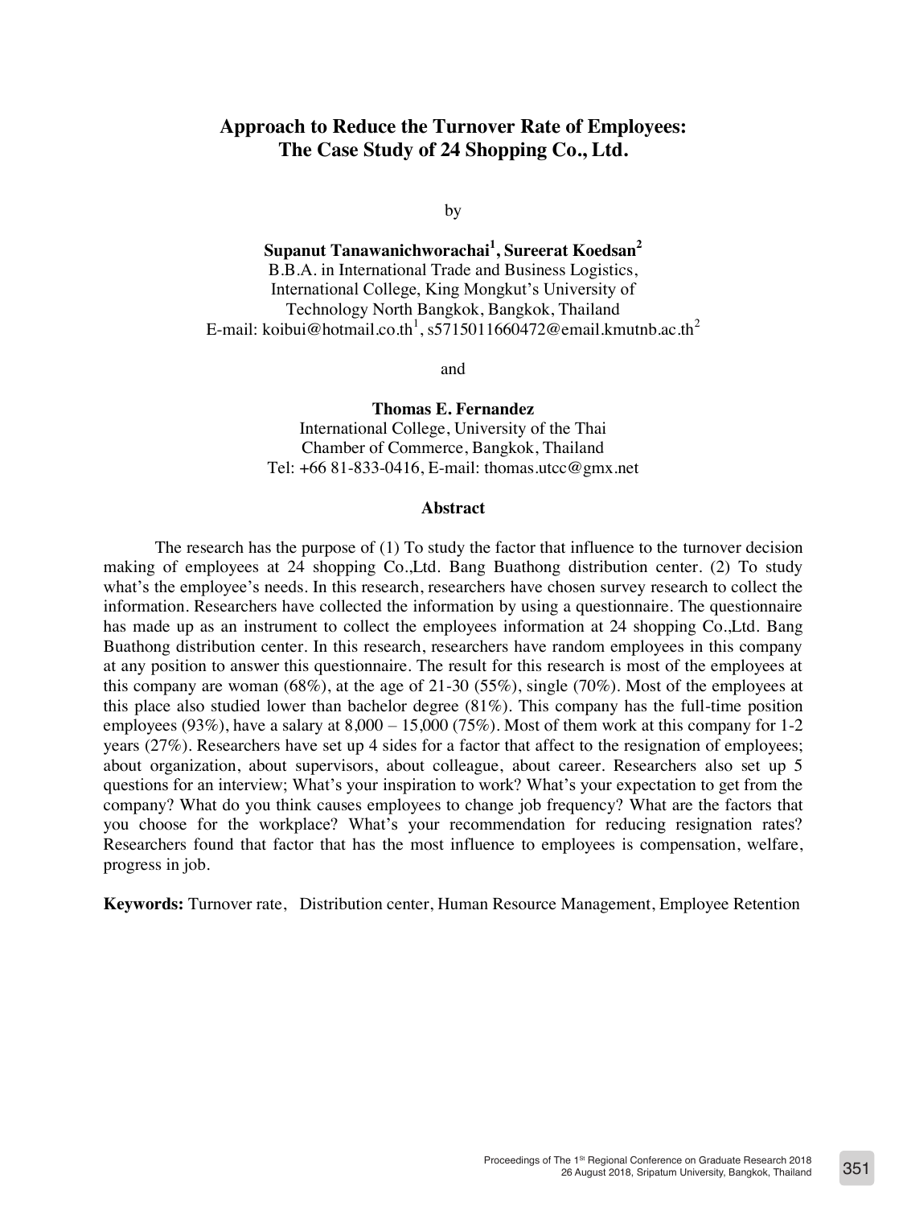# Approach to Reduce the Turnover Rate of Employees: The Case Study of 24 Shopping Co., Ltd.

by

**Supanut Tanawanichworachai[1], Sureerat Koedsan[2]**
B.B.A. in International Trade and Business Logistics,
International College, King Mongkut's University of
Technology North Bangkok, Bangkok, Thailand
E-mail: koibui@hotmail.co.th[1], s5715011660472@email.kmutnb.ac.th[2]

and

**Thomas E. Fernandez**
International College, University of the Thai
Chamber of Commerce, Bangkok, Thailand
Tel: +66 81-833-0416, E-mail: thomas.utcc@gmx.net

## Abstract

The research has the purpose of (1) To study the factor that influence to the turnover decision making of employees at 24 shopping Co.,Ltd. Bang Buathong distribution center. (2) To study what's the employee's needs. In this research, researchers have chosen survey research to collect the information. Researchers have collected the information by using a questionnaire. The questionnaire has made up as an instrument to collect the employees information at 24 shopping Co.,Ltd. Bang Buathong distribution center. In this research, researchers have random employees in this company at any position to answer this questionnaire. The result for this research is most of the employees at this company are woman (68%), at the age of 21-30 (55%), single (70%). Most of the employees at this place also studied lower than bachelor degree (81%). This company has the full-time position employees (93%), have a salary at 8,000 – 15,000 (75%). Most of them work at this company for 1-2 years (27%). Researchers have set up 4 sides for a factor that affect to the resignation of employees; about organization, about supervisors, about colleague, about career. Researchers also set up 5 questions for an interview; What's your inspiration to work? What's your expectation to get from the company? What do you think causes employees to change job frequency? What are the factors that you choose for the workplace? What's your recommendation for reducing resignation rates? Researchers found that factor that has the most influence to employees is compensation, welfare, progress in job.

**Keywords:** Turnover rate, Distribution center, Human Resource Management, Employee Retention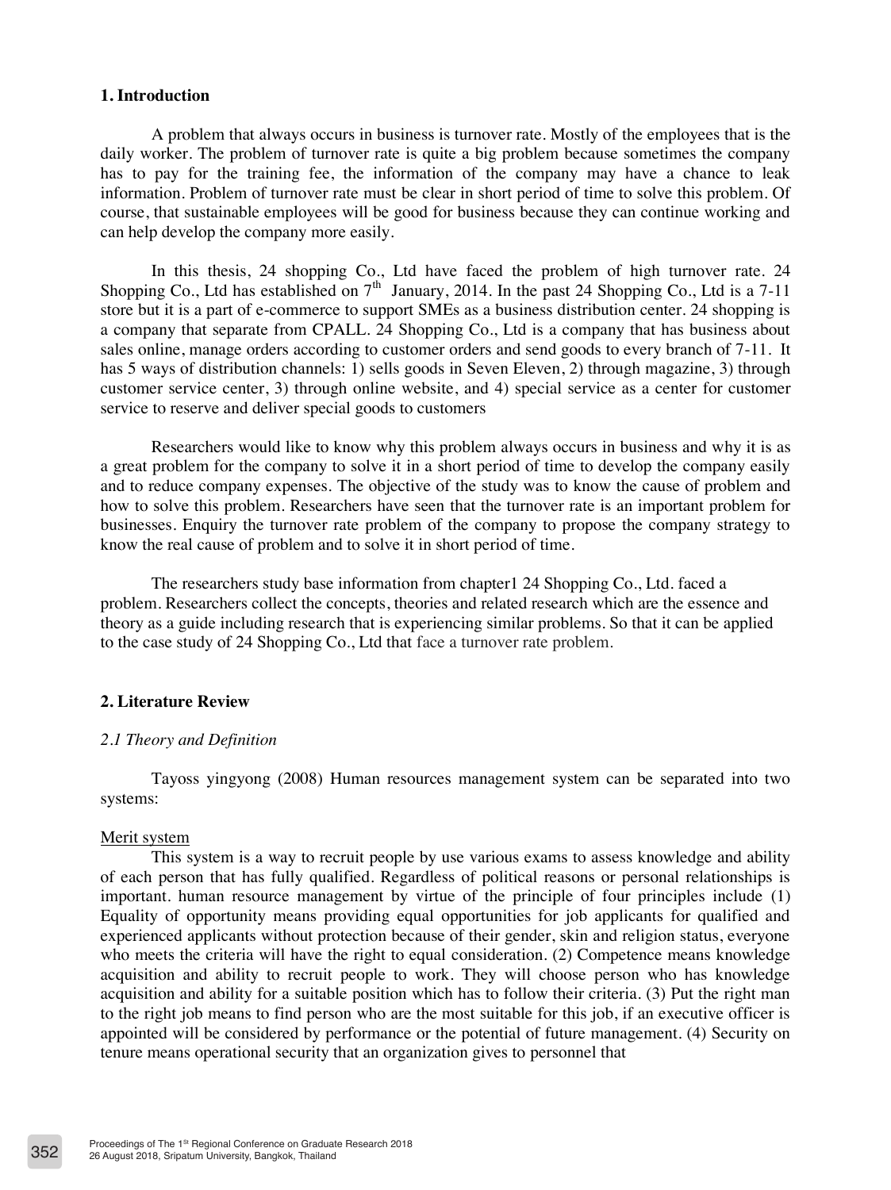## 1. Introduction

A problem that always occurs in business is turnover rate. Mostly of the employees that is the daily worker. The problem of turnover rate is quite a big problem because sometimes the company has to pay for the training fee, the information of the company may have a chance to leak information. Problem of turnover rate must be clear in short period of time to solve this problem. Of course, that sustainable employees will be good for business because they can continue working and can help develop the company more easily.

In this thesis, 24 shopping Co., Ltd have faced the problem of high turnover rate. 24 Shopping Co., Ltd has established on 7th January, 2014. In the past 24 Shopping Co., Ltd is a 7-11 store but it is a part of e-commerce to support SMEs as a business distribution center. 24 shopping is a company that separate from CPALL. 24 Shopping Co., Ltd is a company that has business about sales online, manage orders according to customer orders and send goods to every branch of 7-11. It has 5 ways of distribution channels: 1) sells goods in Seven Eleven, 2) through magazine, 3) through customer service center, 3) through online website, and 4) special service as a center for customer service to reserve and deliver special goods to customers

Researchers would like to know why this problem always occurs in business and why it is as a great problem for the company to solve it in a short period of time to develop the company easily and to reduce company expenses. The objective of the study was to know the cause of problem and how to solve this problem. Researchers have seen that the turnover rate is an important problem for businesses. Enquiry the turnover rate problem of the company to propose the company strategy to know the real cause of problem and to solve it in short period of time.

The researchers study base information from chapter1 24 Shopping Co., Ltd. faced a problem. Researchers collect the concepts, theories and related research which are the essence and theory as a guide including research that is experiencing similar problems. So that it can be applied to the case study of 24 Shopping Co., Ltd that face a turnover rate problem.

## 2. Literature Review

### *2.1 Theory and Definition*

Tayoss yingyong (2008) Human resources management system can be separated into two systems:

Merit system

This system is a way to recruit people by use various exams to assess knowledge and ability of each person that has fully qualified. Regardless of political reasons or personal relationships is important. human resource management by virtue of the principle of four principles include (1) Equality of opportunity means providing equal opportunities for job applicants for qualified and experienced applicants without protection because of their gender, skin and religion status, everyone who meets the criteria will have the right to equal consideration. (2) Competence means knowledge acquisition and ability to recruit people to work. They will choose person who has knowledge acquisition and ability for a suitable position which has to follow their criteria. (3) Put the right man to the right job means to find person who are the most suitable for this job, if an executive officer is appointed will be considered by performance or the potential of future management. (4) Security on tenure means operational security that an organization gives to personnel that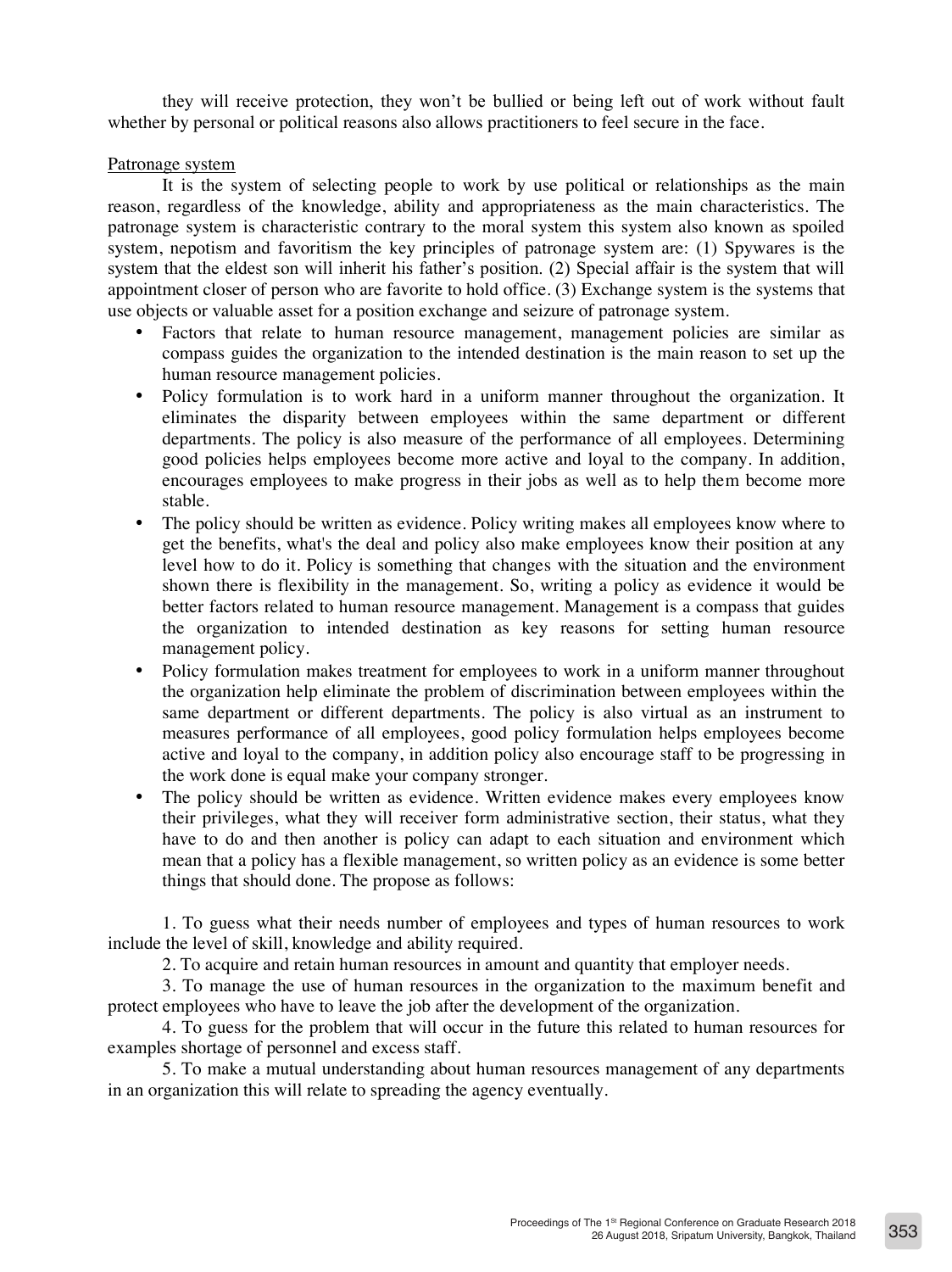they will receive protection, they won't be bullied or being left out of work without fault whether by personal or political reasons also allows practitioners to feel secure in the face.

Patronage system

It is the system of selecting people to work by use political or relationships as the main reason, regardless of the knowledge, ability and appropriateness as the main characteristics. The patronage system is characteristic contrary to the moral system this system also known as spoiled system, nepotism and favoritism the key principles of patronage system are: (1) Spywares is the system that the eldest son will inherit his father's position. (2) Special affair is the system that will appointment closer of person who are favorite to hold office. (3) Exchange system is the systems that use objects or valuable asset for a position exchange and seizure of patronage system.

- Factors that relate to human resource management, management policies are similar as compass guides the organization to the intended destination is the main reason to set up the human resource management policies.
- Policy formulation is to work hard in a uniform manner throughout the organization. It eliminates the disparity between employees within the same department or different departments. The policy is also measure of the performance of all employees. Determining good policies helps employees become more active and loyal to the company. In addition, encourages employees to make progress in their jobs as well as to help them become more stable.
- The policy should be written as evidence. Policy writing makes all employees know where to get the benefits, what's the deal and policy also make employees know their position at any level how to do it. Policy is something that changes with the situation and the environment shown there is flexibility in the management. So, writing a policy as evidence it would be better factors related to human resource management. Management is a compass that guides the organization to intended destination as key reasons for setting human resource management policy.
- Policy formulation makes treatment for employees to work in a uniform manner throughout the organization help eliminate the problem of discrimination between employees within the same department or different departments. The policy is also virtual as an instrument to measures performance of all employees, good policy formulation helps employees become active and loyal to the company, in addition policy also encourage staff to be progressing in the work done is equal make your company stronger.
- The policy should be written as evidence. Written evidence makes every employees know their privileges, what they will receiver form administrative section, their status, what they have to do and then another is policy can adapt to each situation and environment which mean that a policy has a flexible management, so written policy as an evidence is some better things that should done. The propose as follows:

1. To guess what their needs number of employees and types of human resources to work include the level of skill, knowledge and ability required.
2. To acquire and retain human resources in amount and quantity that employer needs.
3. To manage the use of human resources in the organization to the maximum benefit and protect employees who have to leave the job after the development of the organization.
4. To guess for the problem that will occur in the future this related to human resources for examples shortage of personnel and excess staff.
5. To make a mutual understanding about human resources management of any departments in an organization this will relate to spreading the agency eventually.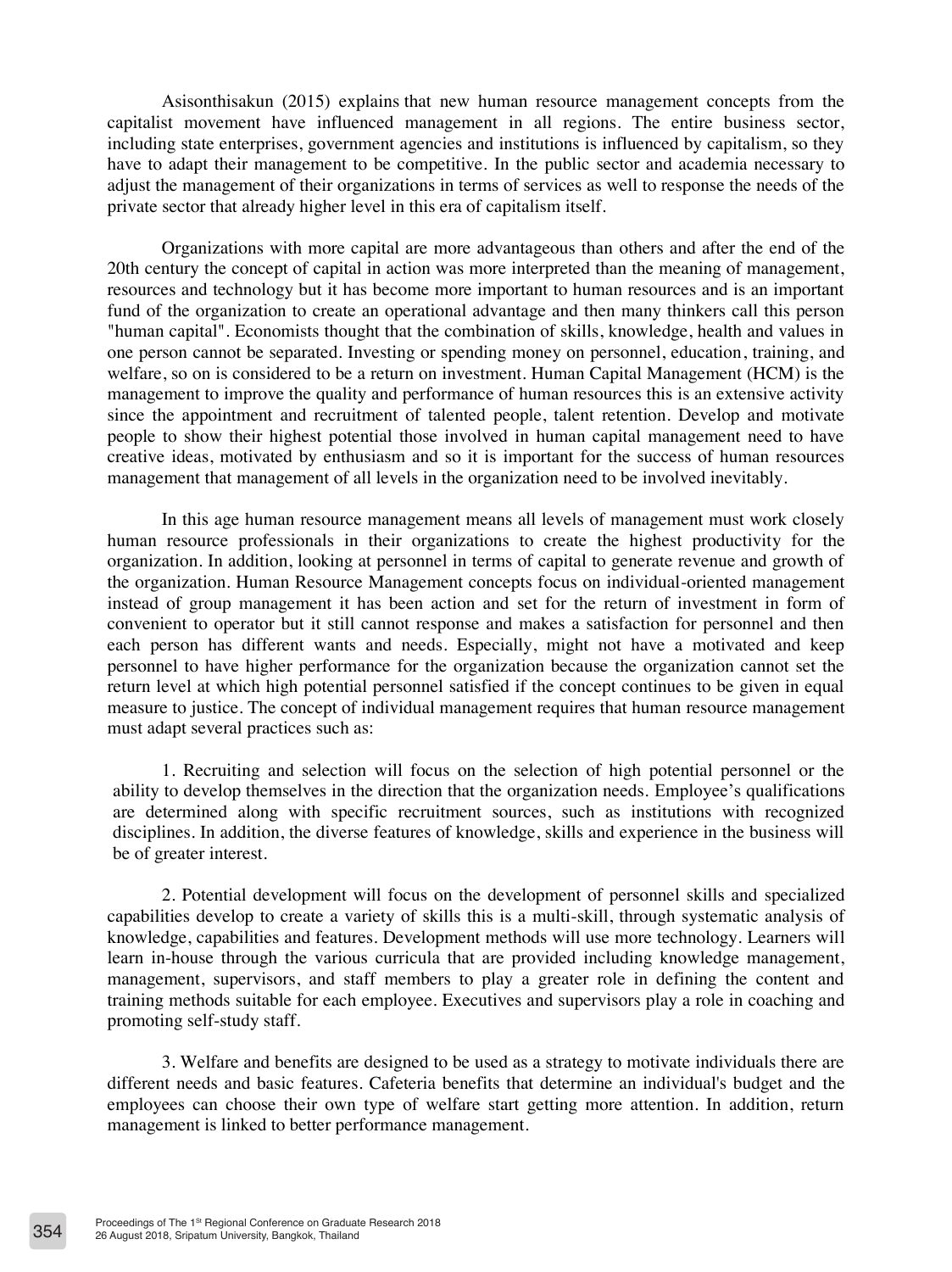Asisonthisakun (2015) explains that new human resource management concepts from the capitalist movement have influenced management in all regions. The entire business sector, including state enterprises, government agencies and institutions is influenced by capitalism, so they have to adapt their management to be competitive. In the public sector and academia necessary to adjust the management of their organizations in terms of services as well to response the needs of the private sector that already higher level in this era of capitalism itself.

Organizations with more capital are more advantageous than others and after the end of the 20th century the concept of capital in action was more interpreted than the meaning of management, resources and technology but it has become more important to human resources and is an important fund of the organization to create an operational advantage and then many thinkers call this person "human capital". Economists thought that the combination of skills, knowledge, health and values in one person cannot be separated. Investing or spending money on personnel, education, training, and welfare, so on is considered to be a return on investment. Human Capital Management (HCM) is the management to improve the quality and performance of human resources this is an extensive activity since the appointment and recruitment of talented people, talent retention. Develop and motivate people to show their highest potential those involved in human capital management need to have creative ideas, motivated by enthusiasm and so it is important for the success of human resources management that management of all levels in the organization need to be involved inevitably.

In this age human resource management means all levels of management must work closely human resource professionals in their organizations to create the highest productivity for the organization. In addition, looking at personnel in terms of capital to generate revenue and growth of the organization. Human Resource Management concepts focus on individual-oriented management instead of group management it has been action and set for the return of investment in form of convenient to operator but it still cannot response and makes a satisfaction for personnel and then each person has different wants and needs. Especially, might not have a motivated and keep personnel to have higher performance for the organization because the organization cannot set the return level at which high potential personnel satisfied if the concept continues to be given in equal measure to justice. The concept of individual management requires that human resource management must adapt several practices such as:

1. Recruiting and selection will focus on the selection of high potential personnel or the ability to develop themselves in the direction that the organization needs. Employee's qualifications are determined along with specific recruitment sources, such as institutions with recognized disciplines. In addition, the diverse features of knowledge, skills and experience in the business will be of greater interest.

2. Potential development will focus on the development of personnel skills and specialized capabilities develop to create a variety of skills this is a multi-skill, through systematic analysis of knowledge, capabilities and features. Development methods will use more technology. Learners will learn in-house through the various curricula that are provided including knowledge management, management, supervisors, and staff members to play a greater role in defining the content and training methods suitable for each employee. Executives and supervisors play a role in coaching and promoting self-study staff.

3. Welfare and benefits are designed to be used as a strategy to motivate individuals there are different needs and basic features. Cafeteria benefits that determine an individual's budget and the employees can choose their own type of welfare start getting more attention. In addition, return management is linked to better performance management.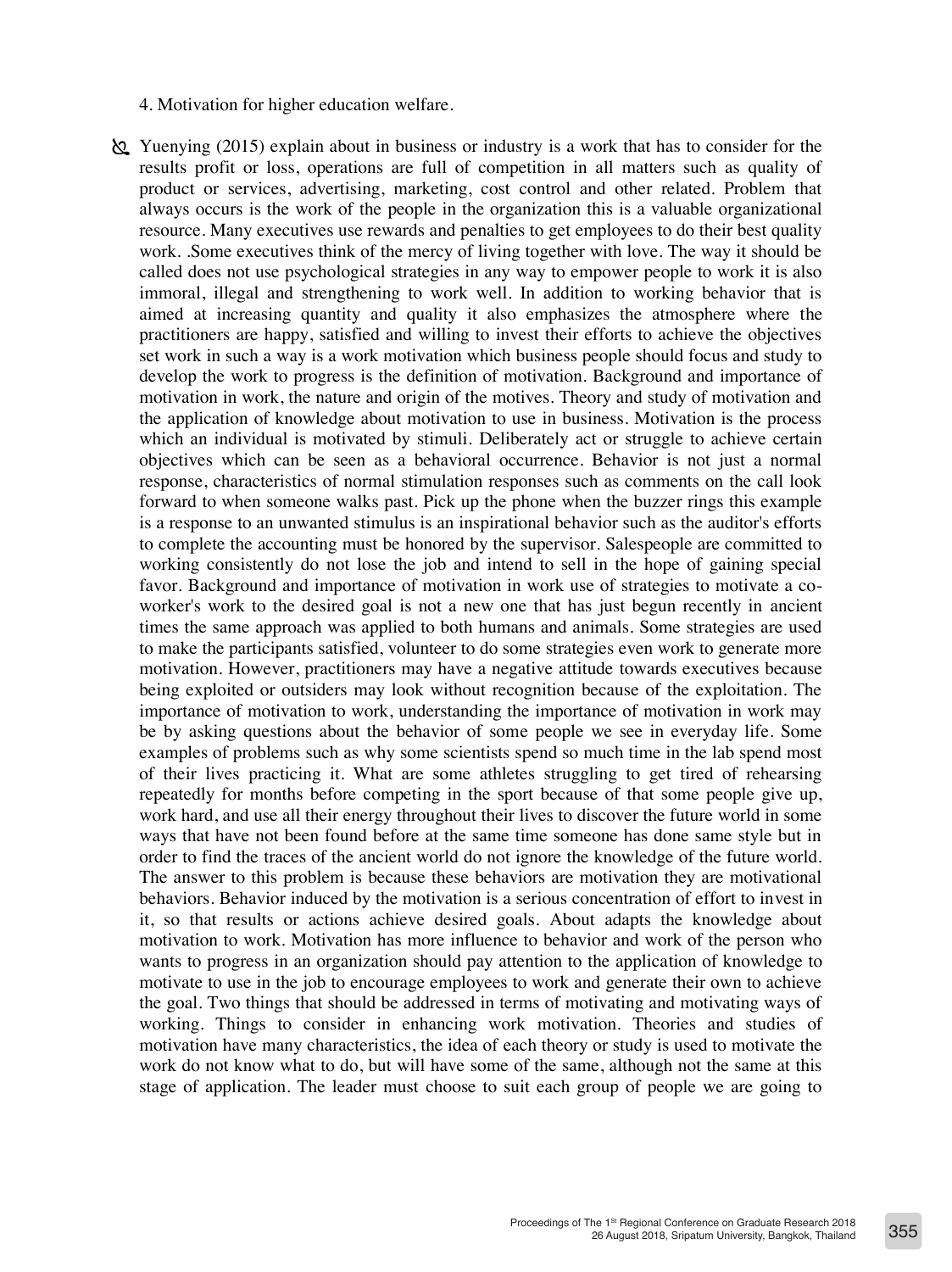4. Motivation for higher education welfare.

- Yuenying (2015) explain about in business or industry is a work that has to consider for the results profit or loss, operations are full of competition in all matters such as quality of product or services, advertising, marketing, cost control and other related. Problem that always occurs is the work of the people in the organization this is a valuable organizational resource. Many executives use rewards and penalties to get employees to do their best quality work. .Some executives think of the mercy of living together with love. The way it should be called does not use psychological strategies in any way to empower people to work it is also immoral, illegal and strengthening to work well. In addition to working behavior that is aimed at increasing quantity and quality it also emphasizes the atmosphere where the practitioners are happy, satisfied and willing to invest their efforts to achieve the objectives set work in such a way is a work motivation which business people should focus and study to develop the work to progress is the definition of motivation. Background and importance of motivation in work, the nature and origin of the motives. Theory and study of motivation and the application of knowledge about motivation to use in business. Motivation is the process which an individual is motivated by stimuli. Deliberately act or struggle to achieve certain objectives which can be seen as a behavioral occurrence. Behavior is not just a normal response, characteristics of normal stimulation responses such as comments on the call look forward to when someone walks past. Pick up the phone when the buzzer rings this example is a response to an unwanted stimulus is an inspirational behavior such as the auditor's efforts to complete the accounting must be honored by the supervisor. Salespeople are committed to working consistently do not lose the job and intend to sell in the hope of gaining special favor. Background and importance of motivation in work use of strategies to motivate a co-worker's work to the desired goal is not a new one that has just begun recently in ancient times the same approach was applied to both humans and animals. Some strategies are used to make the participants satisfied, volunteer to do some strategies even work to generate more motivation. However, practitioners may have a negative attitude towards executives because being exploited or outsiders may look without recognition because of the exploitation. The importance of motivation to work, understanding the importance of motivation in work may be by asking questions about the behavior of some people we see in everyday life. Some examples of problems such as why some scientists spend so much time in the lab spend most of their lives practicing it. What are some athletes struggling to get tired of rehearsing repeatedly for months before competing in the sport because of that some people give up, work hard, and use all their energy throughout their lives to discover the future world in some ways that have not been found before at the same time someone has done same style but in order to find the traces of the ancient world do not ignore the knowledge of the future world. The answer to this problem is because these behaviors are motivation they are motivational behaviors. Behavior induced by the motivation is a serious concentration of effort to invest in it, so that results or actions achieve desired goals. About adapts the knowledge about motivation to work. Motivation has more influence to behavior and work of the person who wants to progress in an organization should pay attention to the application of knowledge to motivate to use in the job to encourage employees to work and generate their own to achieve the goal. Two things that should be addressed in terms of motivating and motivating ways of working. Things to consider in enhancing work motivation. Theories and studies of motivation have many characteristics, the idea of each theory or study is used to motivate the work do not know what to do, but will have some of the same, although not the same at this stage of application. The leader must choose to suit each group of people we are going to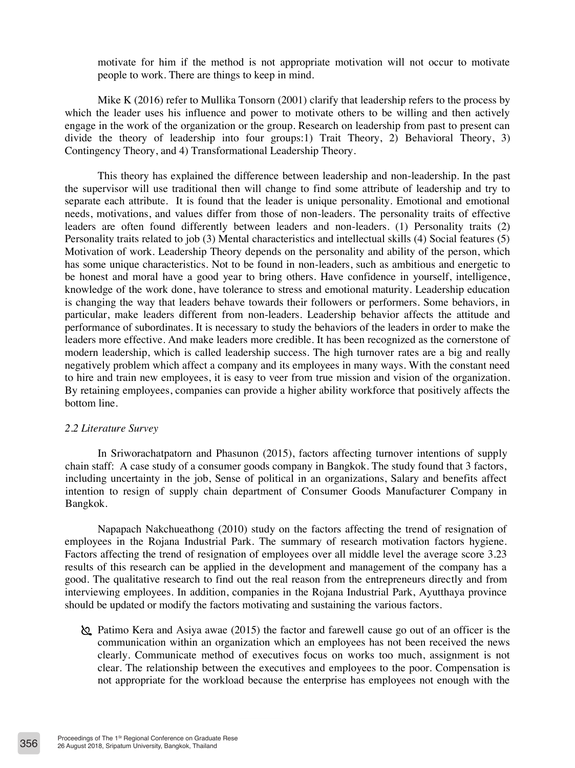motivate for him if the method is not appropriate motivation will not occur to motivate people to work. There are things to keep in mind.

Mike K (2016) refer to Mullika Tonsorn (2001) clarify that leadership refers to the process by which the leader uses his influence and power to motivate others to be willing and then actively engage in the work of the organization or the group. Research on leadership from past to present can divide the theory of leadership into four groups:1) Trait Theory, 2) Behavioral Theory, 3) Contingency Theory, and 4) Transformational Leadership Theory.

This theory has explained the difference between leadership and non-leadership. In the past the supervisor will use traditional then will change to find some attribute of leadership and try to separate each attribute. It is found that the leader is unique personality. Emotional and emotional needs, motivations, and values differ from those of non-leaders. The personality traits of effective leaders are often found differently between leaders and non-leaders. (1) Personality traits (2) Personality traits related to job (3) Mental characteristics and intellectual skills (4) Social features (5) Motivation of work. Leadership Theory depends on the personality and ability of the person, which has some unique characteristics. Not to be found in non-leaders, such as ambitious and energetic to be honest and moral have a good year to bring others. Have confidence in yourself, intelligence, knowledge of the work done, have tolerance to stress and emotional maturity. Leadership education is changing the way that leaders behave towards their followers or performers. Some behaviors, in particular, make leaders different from non-leaders. Leadership behavior affects the attitude and performance of subordinates. It is necessary to study the behaviors of the leaders in order to make the leaders more effective. And make leaders more credible. It has been recognized as the cornerstone of modern leadership, which is called leadership success. The high turnover rates are a big and really negatively problem which affect a company and its employees in many ways. With the constant need to hire and train new employees, it is easy to veer from true mission and vision of the organization. By retaining employees, companies can provide a higher ability workforce that positively affects the bottom line.

*2.2 Literature Survey*

In Sriworachatpatorn and Phasunon (2015), factors affecting turnover intentions of supply chain staff: A case study of a consumer goods company in Bangkok. The study found that 3 factors, including uncertainty in the job, Sense of political in an organizations, Salary and benefits affect intention to resign of supply chain department of Consumer Goods Manufacturer Company in Bangkok.

Napapach Nakchueathong (2010) study on the factors affecting the trend of resignation of employees in the Rojana Industrial Park. The summary of research motivation factors hygiene. Factors affecting the trend of resignation of employees over all middle level the average score 3.23 results of this research can be applied in the development and management of the company has a good. The qualitative research to find out the real reason from the entrepreneurs directly and from interviewing employees. In addition, companies in the Rojana Industrial Park, Ayutthaya province should be updated or modify the factors motivating and sustaining the various factors.

- Patimo Kera and Asiya awae (2015) the factor and farewell cause go out of an officer is the communication within an organization which an employees has not been received the news clearly. Communicate method of executives focus on works too much, assignment is not clear. The relationship between the executives and employees to the poor. Compensation is not appropriate for the workload because the enterprise has employees not enough with the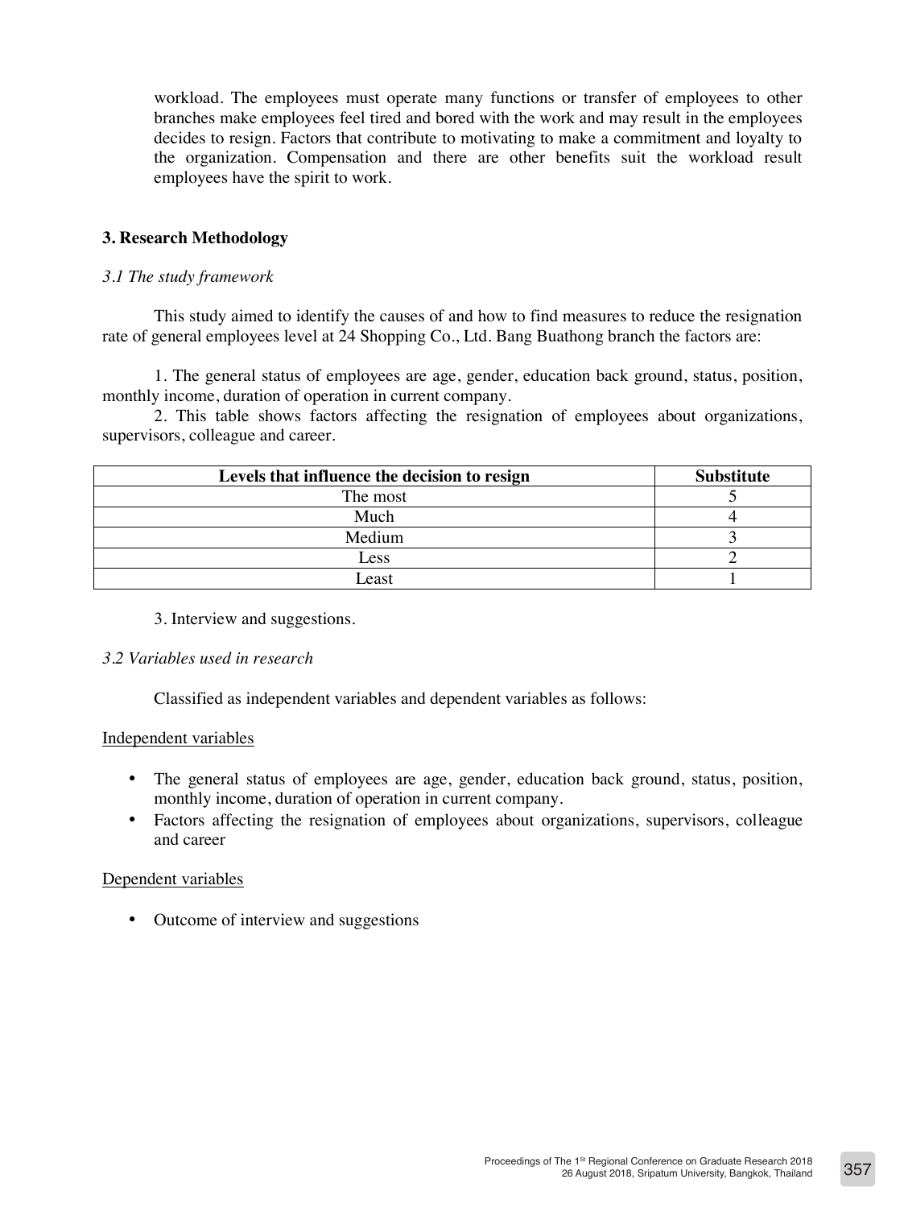workload. The employees must operate many functions or transfer of employees to other branches make employees feel tired and bored with the work and may result in the employees decides to resign. Factors that contribute to motivating to make a commitment and loyalty to the organization. Compensation and there are other benefits suit the workload result employees have the spirit to work.

## 3. Research Methodology

*3.1 The study framework*

This study aimed to identify the causes of and how to find measures to reduce the resignation rate of general employees level at 24 Shopping Co., Ltd. Bang Buathong branch the factors are:

1. The general status of employees are age, gender, education back ground, status, position, monthly income, duration of operation in current company.
2. This table shows factors affecting the resignation of employees about organizations, supervisors, colleague and career.

| Levels that influence the decision to resign | Substitute |
|---|---|
| The most | 5 |
| Much | 4 |
| Medium | 3 |
| Less | 2 |
| Least | 1 |

3. Interview and suggestions.

*3.2 Variables used in research*

Classified as independent variables and dependent variables as follows:

<u>Independent variables</u>

- The general status of employees are age, gender, education back ground, status, position, monthly income, duration of operation in current company.
- Factors affecting the resignation of employees about organizations, supervisors, colleague and career

<u>Dependent variables</u>

- Outcome of interview and suggestions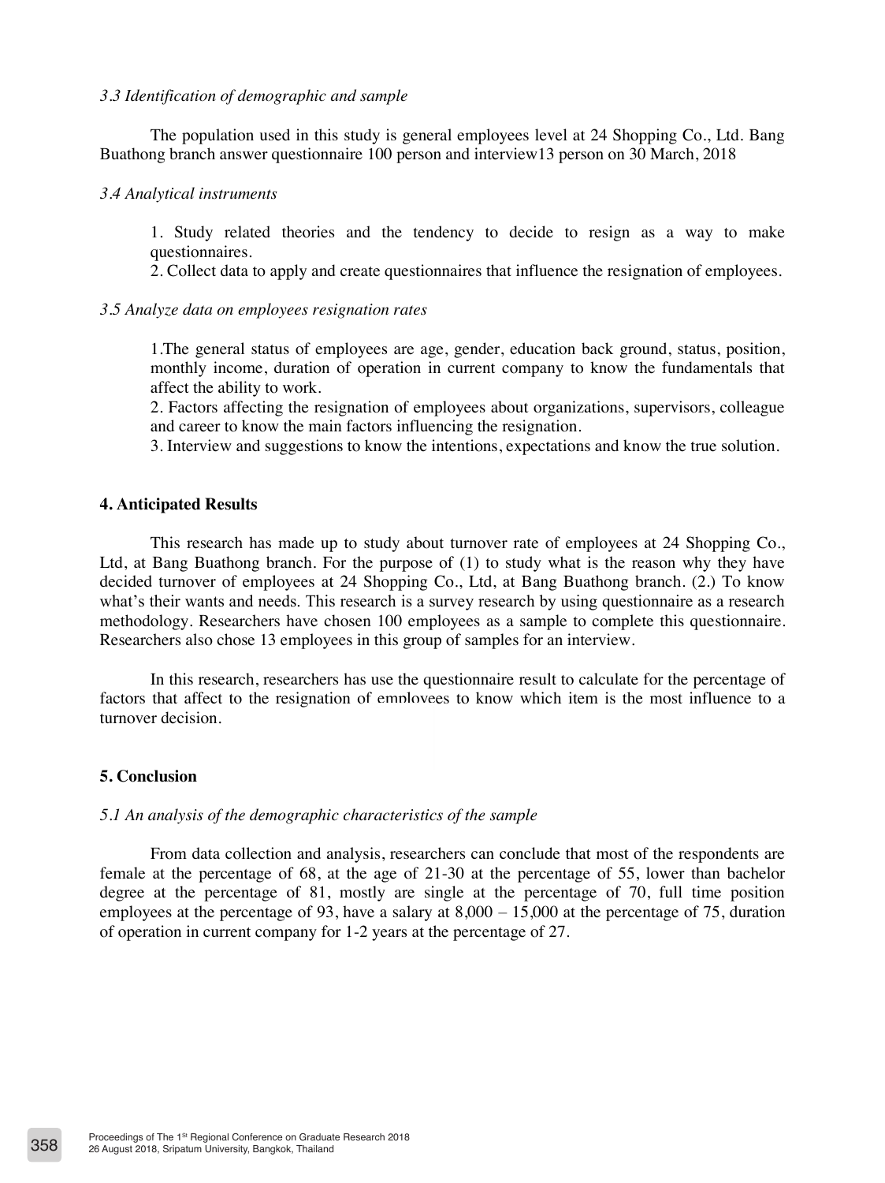*3.3 Identification of demographic and sample*

The population used in this study is general employees level at 24 Shopping Co., Ltd. Bang Buathong branch answer questionnaire 100 person and interview13 person on 30 March, 2018

*3.4 Analytical instruments*

1. Study related theories and the tendency to decide to resign as a way to make questionnaires.
2. Collect data to apply and create questionnaires that influence the resignation of employees.

*3.5 Analyze data on employees resignation rates*

1.The general status of employees are age, gender, education back ground, status, position, monthly income, duration of operation in current company to know the fundamentals that affect the ability to work.
2. Factors affecting the resignation of employees about organizations, supervisors, colleague and career to know the main factors influencing the resignation.
3. Interview and suggestions to know the intentions, expectations and know the true solution.

**4. Anticipated Results**

This research has made up to study about turnover rate of employees at 24 Shopping Co., Ltd, at Bang Buathong branch. For the purpose of (1) to study what is the reason why they have decided turnover of employees at 24 Shopping Co., Ltd, at Bang Buathong branch. (2.) To know what's their wants and needs. This research is a survey research by using questionnaire as a research methodology. Researchers have chosen 100 employees as a sample to complete this questionnaire. Researchers also chose 13 employees in this group of samples for an interview.

In this research, researchers has use the questionnaire result to calculate for the percentage of factors that affect to the resignation of employees to know which item is the most influence to a turnover decision.

**5. Conclusion**

*5.1 An analysis of the demographic characteristics of the sample*

From data collection and analysis, researchers can conclude that most of the respondents are female at the percentage of 68, at the age of 21-30 at the percentage of 55, lower than bachelor degree at the percentage of 81, mostly are single at the percentage of 70, full time position employees at the percentage of 93, have a salary at 8,000 – 15,000 at the percentage of 75, duration of operation in current company for 1-2 years at the percentage of 27.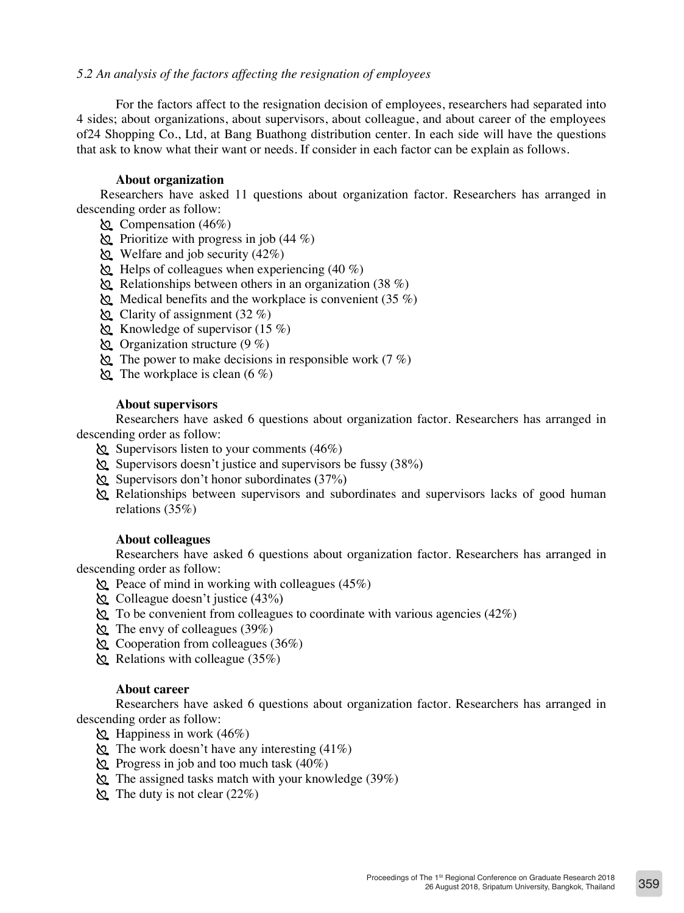*5.2 An analysis of the factors affecting the resignation of employees*

For the factors affect to the resignation decision of employees, researchers had separated into 4 sides; about organizations, about supervisors, about colleague, and about career of the employees of24 Shopping Co., Ltd, at Bang Buathong distribution center. In each side will have the questions that ask to know what their want or needs. If consider in each factor can be explain as follows.

**About organization**

Researchers have asked 11 questions about organization factor. Researchers has arranged in descending order as follow:

- Compensation (46%)
- Prioritize with progress in job (44 %)
- Welfare and job security (42%)
- Helps of colleagues when experiencing (40 %)
- Relationships between others in an organization (38 %)
- Medical benefits and the workplace is convenient (35 %)
- Clarity of assignment (32 %)
- Knowledge of supervisor (15 %)
- Organization structure (9 %)
- The power to make decisions in responsible work (7 %)
- The workplace is clean (6 %)

**About supervisors**

Researchers have asked 6 questions about organization factor. Researchers has arranged in descending order as follow:

- Supervisors listen to your comments (46%)
- Supervisors doesn't justice and supervisors be fussy (38%)
- Supervisors don't honor subordinates (37%)
- Relationships between supervisors and subordinates and supervisors lacks of good human relations (35%)

**About colleagues**

Researchers have asked 6 questions about organization factor. Researchers has arranged in descending order as follow:

- Peace of mind in working with colleagues (45%)
- Colleague doesn't justice (43%)
- To be convenient from colleagues to coordinate with various agencies (42%)
- The envy of colleagues (39%)
- Cooperation from colleagues (36%)
- Relations with colleague (35%)

**About career**

Researchers have asked 6 questions about organization factor. Researchers has arranged in descending order as follow:

- Happiness in work (46%)
- The work doesn't have any interesting (41%)
- Progress in job and too much task (40%)
- The assigned tasks match with your knowledge (39%)
- The duty is not clear (22%)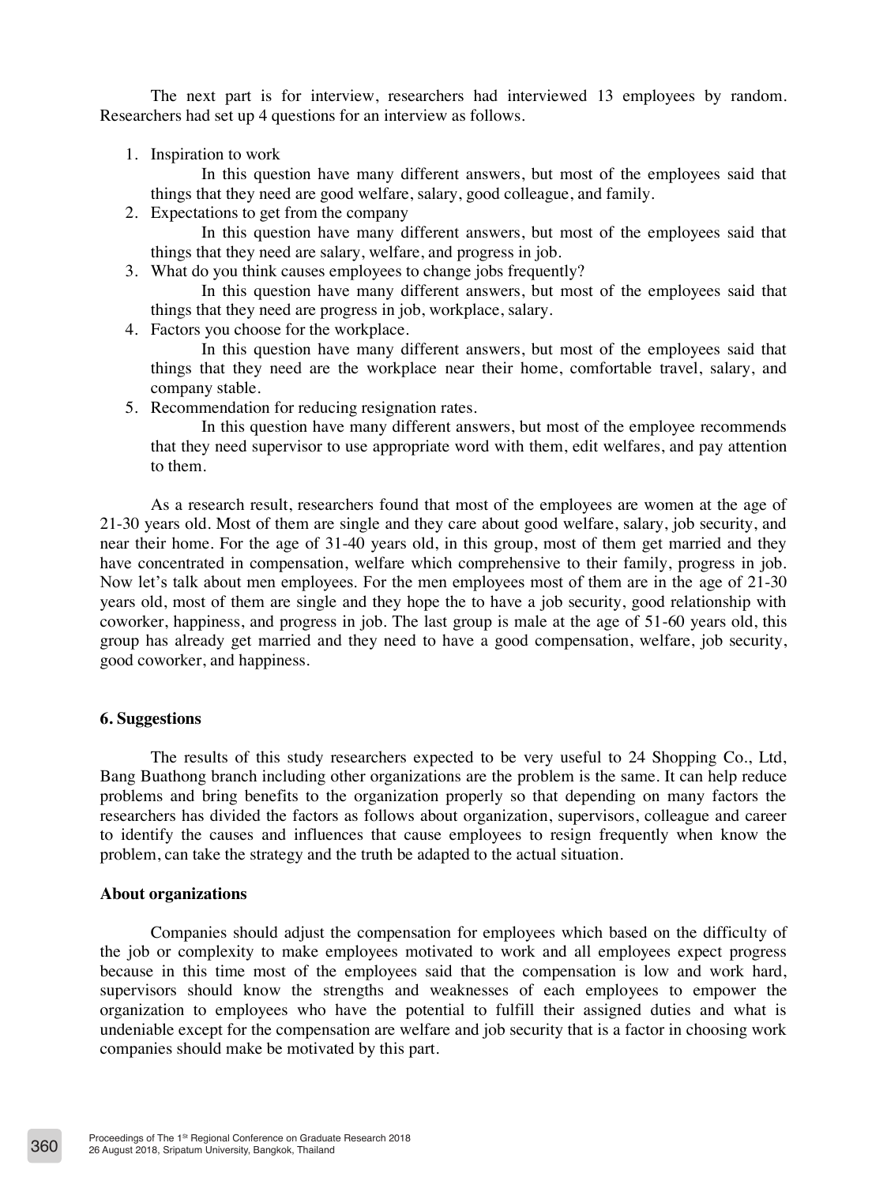The next part is for interview, researchers had interviewed 13 employees by random. Researchers had set up 4 questions for an interview as follows.

1. Inspiration to work

   In this question have many different answers, but most of the employees said that things that they need are good welfare, salary, good colleague, and family.

2. Expectations to get from the company

   In this question have many different answers, but most of the employees said that things that they need are salary, welfare, and progress in job.

3. What do you think causes employees to change jobs frequently?

   In this question have many different answers, but most of the employees said that things that they need are progress in job, workplace, salary.

4. Factors you choose for the workplace.

   In this question have many different answers, but most of the employees said that things that they need are the workplace near their home, comfortable travel, salary, and company stable.

5. Recommendation for reducing resignation rates.

   In this question have many different answers, but most of the employee recommends that they need supervisor to use appropriate word with them, edit welfares, and pay attention to them.

As a research result, researchers found that most of the employees are women at the age of 21-30 years old. Most of them are single and they care about good welfare, salary, job security, and near their home. For the age of 31-40 years old, in this group, most of them get married and they have concentrated in compensation, welfare which comprehensive to their family, progress in job. Now let's talk about men employees. For the men employees most of them are in the age of 21-30 years old, most of them are single and they hope the to have a job security, good relationship with coworker, happiness, and progress in job. The last group is male at the age of 51-60 years old, this group has already get married and they need to have a good compensation, welfare, job security, good coworker, and happiness.

## 6. Suggestions

The results of this study researchers expected to be very useful to 24 Shopping Co., Ltd, Bang Buathong branch including other organizations are the problem is the same. It can help reduce problems and bring benefits to the organization properly so that depending on many factors the researchers has divided the factors as follows about organization, supervisors, colleague and career to identify the causes and influences that cause employees to resign frequently when know the problem, can take the strategy and the truth be adapted to the actual situation.

### About organizations

Companies should adjust the compensation for employees which based on the difficulty of the job or complexity to make employees motivated to work and all employees expect progress because in this time most of the employees said that the compensation is low and work hard, supervisors should know the strengths and weaknesses of each employees to empower the organization to employees who have the potential to fulfill their assigned duties and what is undeniable except for the compensation are welfare and job security that is a factor in choosing work companies should make be motivated by this part.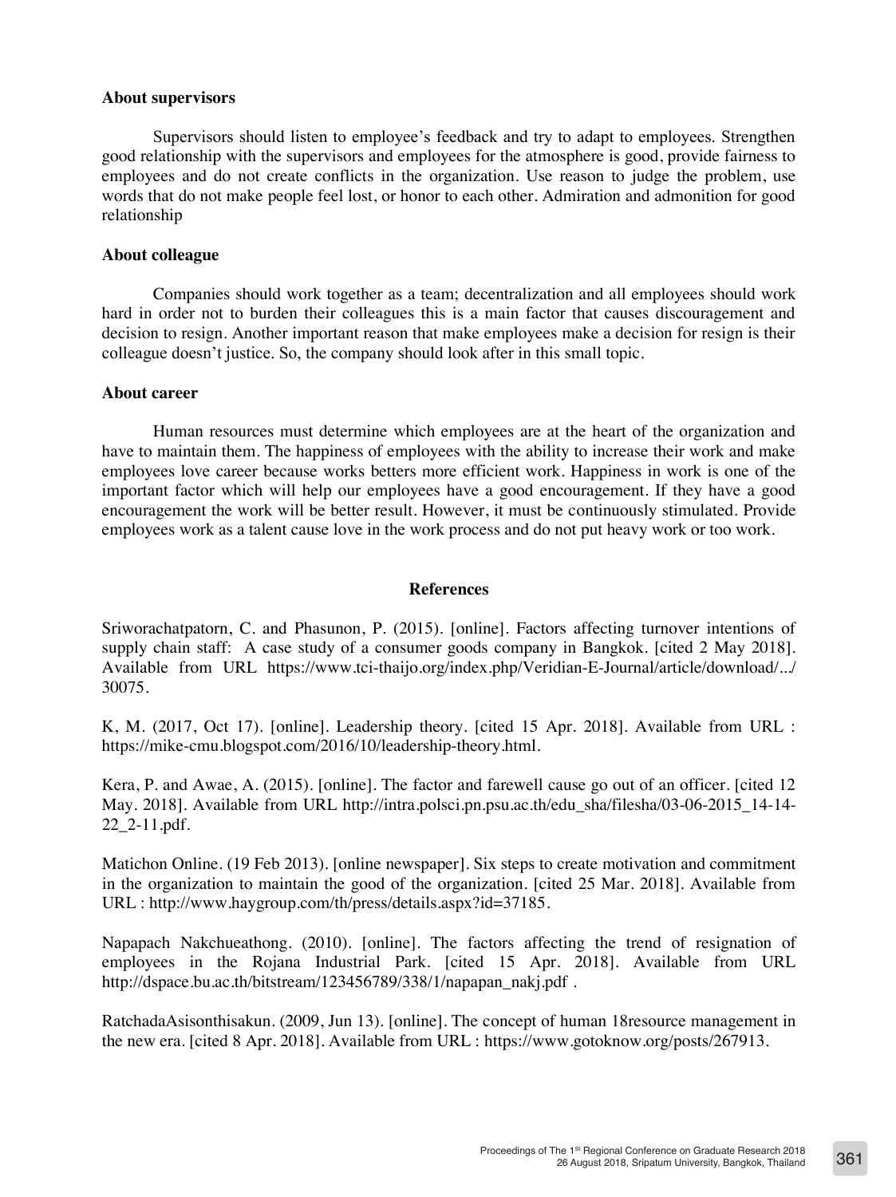**About supervisors**

Supervisors should listen to employee's feedback and try to adapt to employees. Strengthen good relationship with the supervisors and employees for the atmosphere is good, provide fairness to employees and do not create conflicts in the organization. Use reason to judge the problem, use words that do not make people feel lost, or honor to each other. Admiration and admonition for good relationship

**About colleague**

Companies should work together as a team; decentralization and all employees should work hard in order not to burden their colleagues this is a main factor that causes discouragement and decision to resign. Another important reason that make employees make a decision for resign is their colleague doesn't justice. So, the company should look after in this small topic.

**About career**

Human resources must determine which employees are at the heart of the organization and have to maintain them. The happiness of employees with the ability to increase their work and make employees love career because works betters more efficient work. Happiness in work is one of the important factor which will help our employees have a good encouragement. If they have a good encouragement the work will be better result. However, it must be continuously stimulated. Provide employees work as a talent cause love in the work process and do not put heavy work or too work.

## References

Sriworachatpatorn, C. and Phasunon, P. (2015). [online]. Factors affecting turnover intentions of supply chain staff: A case study of a consumer goods company in Bangkok. [cited 2 May 2018]. Available from URL https://www.tci-thaijo.org/index.php/Veridian-E-Journal/article/download/.../30075.

K, M. (2017, Oct 17). [online]. Leadership theory. [cited 15 Apr. 2018]. Available from URL : https://mike-cmu.blogspot.com/2016/10/leadership-theory.html.

Kera, P. and Awae, A. (2015). [online]. The factor and farewell cause go out of an officer. [cited 12 May. 2018]. Available from URL http://intra.polsci.pn.psu.ac.th/edu_sha/filesha/03-06-2015_14-14-22_2-11.pdf.

Matichon Online. (19 Feb 2013). [online newspaper]. Six steps to create motivation and commitment in the organization to maintain the good of the organization. [cited 25 Mar. 2018]. Available from URL : http://www.haygroup.com/th/press/details.aspx?id=37185.

Napapach Nakchueathong. (2010). [online]. The factors affecting the trend of resignation of employees in the Rojana Industrial Park. [cited 15 Apr. 2018]. Available from URL http://dspace.bu.ac.th/bitstream/123456789/338/1/napapan_nakj.pdf .

RatchadaAsisonthisakun. (2009, Jun 13). [online]. The concept of human 18resource management in the new era. [cited 8 Apr. 2018]. Available from URL : https://www.gotoknow.org/posts/267913.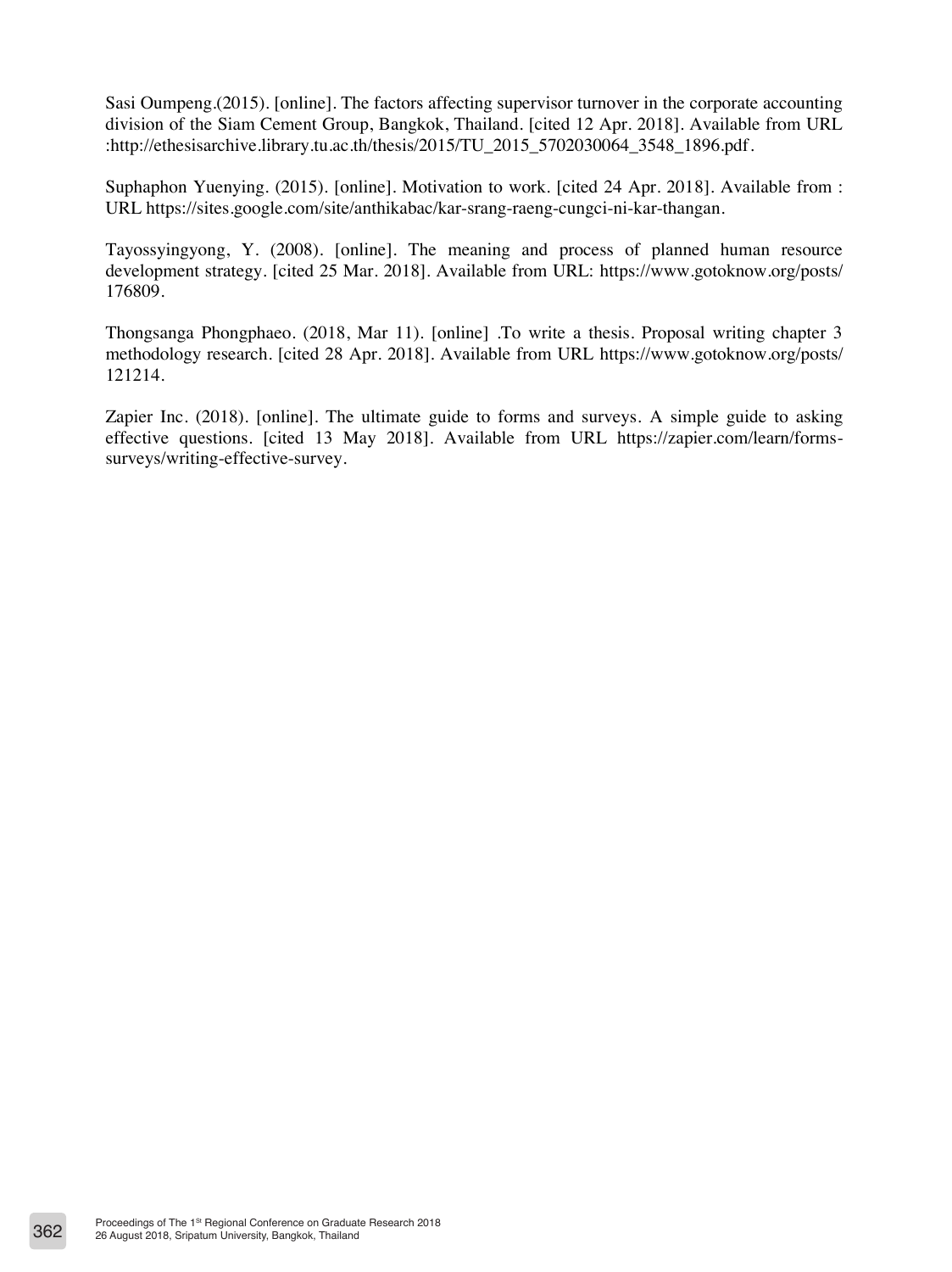Sasi Oumpeng.(2015). [online]. The factors affecting supervisor turnover in the corporate accounting division of the Siam Cement Group, Bangkok, Thailand. [cited 12 Apr. 2018]. Available from URL :http://ethesisarchive.library.tu.ac.th/thesis/2015/TU_2015_5702030064_3548_1896.pdf.

Suphaphon Yuenying. (2015). [online]. Motivation to work. [cited 24 Apr. 2018]. Available from : URL https://sites.google.com/site/anthikabac/kar-srang-raeng-cungci-ni-kar-thangan.

Tayossyingyong, Y. (2008). [online]. The meaning and process of planned human resource development strategy. [cited 25 Mar. 2018]. Available from URL: https://www.gotoknow.org/posts/176809.

Thongsanga Phongphaeo. (2018, Mar 11). [online] .To write a thesis. Proposal writing chapter 3 methodology research. [cited 28 Apr. 2018]. Available from URL https://www.gotoknow.org/posts/121214.

Zapier Inc. (2018). [online]. The ultimate guide to forms and surveys. A simple guide to asking effective questions. [cited 13 May 2018]. Available from URL https://zapier.com/learn/forms-surveys/writing-effective-survey.